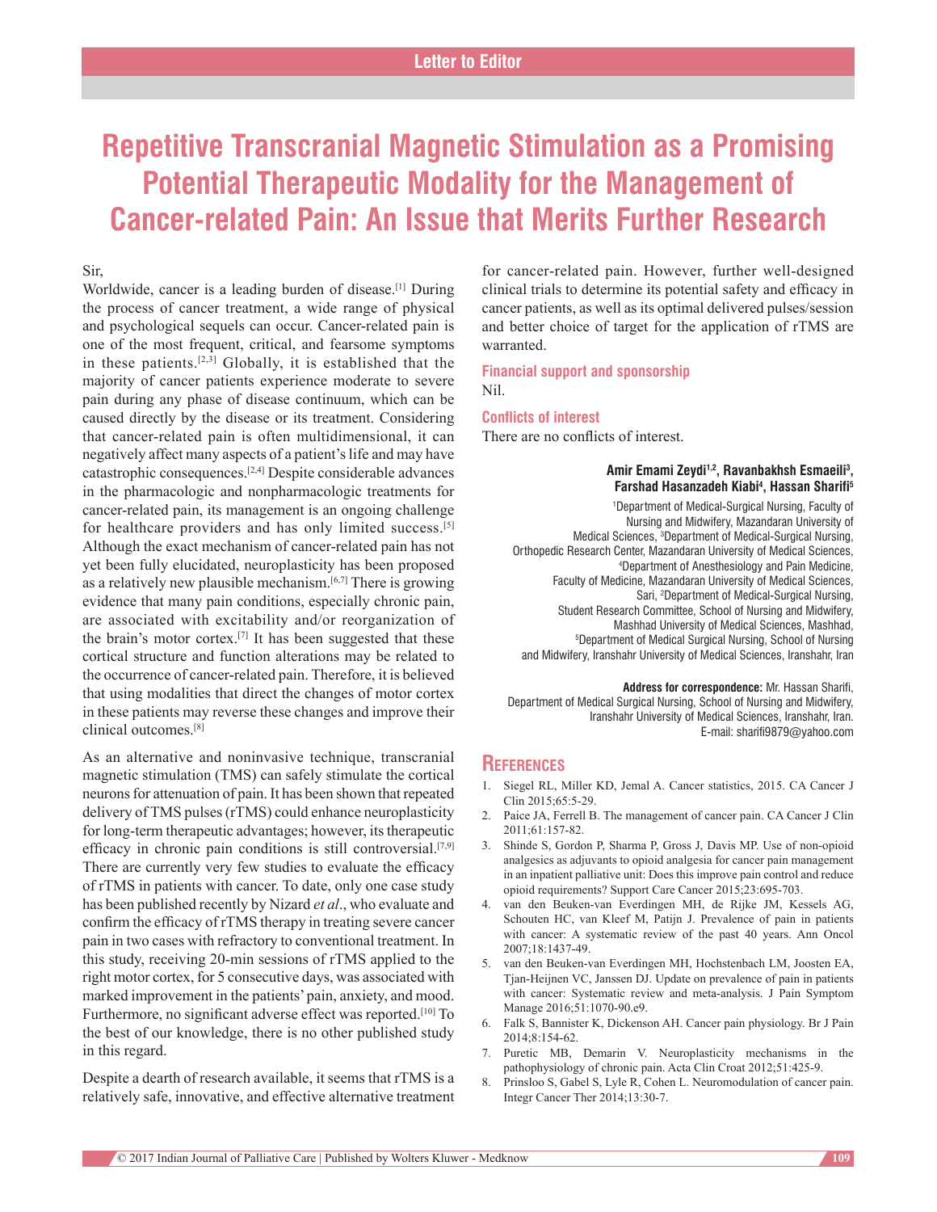Letter to Editor

# Repetitive Transcranial Magnetic Stimulation as a Promising Potential Therapeutic Modality for the Management of Cancer-related Pain: An Issue that Merits Further Research

Sir,

Worldwide, cancer is a leading burden of disease.[1] During the process of cancer treatment, a wide range of physical and psychological sequels can occur. Cancer-related pain is one of the most frequent, critical, and fearsome symptoms in these patients.[2,3] Globally, it is established that the majority of cancer patients experience moderate to severe pain during any phase of disease continuum, which can be caused directly by the disease or its treatment. Considering that cancer-related pain is often multidimensional, it can negatively affect many aspects of a patient's life and may have catastrophic consequences.[2,4] Despite considerable advances in the pharmacologic and nonpharmacologic treatments for cancer-related pain, its management is an ongoing challenge for healthcare providers and has only limited success.[5] Although the exact mechanism of cancer-related pain has not yet been fully elucidated, neuroplasticity has been proposed as a relatively new plausible mechanism.[6,7] There is growing evidence that many pain conditions, especially chronic pain, are associated with excitability and/or reorganization of the brain's motor cortex.[7] It has been suggested that these cortical structure and function alterations may be related to the occurrence of cancer-related pain. Therefore, it is believed that using modalities that direct the changes of motor cortex in these patients may reverse these changes and improve their clinical outcomes.[8]

As an alternative and noninvasive technique, transcranial magnetic stimulation (TMS) can safely stimulate the cortical neurons for attenuation of pain. It has been shown that repeated delivery of TMS pulses (rTMS) could enhance neuroplasticity for long-term therapeutic advantages; however, its therapeutic efficacy in chronic pain conditions is still controversial.[7,9] There are currently very few studies to evaluate the efficacy of rTMS in patients with cancer. To date, only one case study has been published recently by Nizard *et al*., who evaluate and confirm the efficacy of rTMS therapy in treating severe cancer pain in two cases with refractory to conventional treatment. In this study, receiving 20-min sessions of rTMS applied to the right motor cortex, for 5 consecutive days, was associated with marked improvement in the patients' pain, anxiety, and mood. Furthermore, no significant adverse effect was reported.[10] To the best of our knowledge, there is no other published study in this regard.

Despite a dearth of research available, it seems that rTMS is a relatively safe, innovative, and effective alternative treatment for cancer-related pain. However, further well-designed clinical trials to determine its potential safety and efficacy in cancer patients, as well as its optimal delivered pulses/session and better choice of target for the application of rTMS are warranted.

### Financial support and sponsorship

Nil.

### Conflicts of interest

There are no conflicts of interest.

**Amir Emami Zeydi[1,2], Ravanbakhsh Esmaeili[3], Farshad Hasanzadeh Kiabi[4], Hassan Sharifi[5]**

[1]Department of Medical-Surgical Nursing, Faculty of Nursing and Midwifery, Mazandaran University of Medical Sciences, [3]Department of Medical-Surgical Nursing, Orthopedic Research Center, Mazandaran University of Medical Sciences, [4]Department of Anesthesiology and Pain Medicine, Faculty of Medicine, Mazandaran University of Medical Sciences, Sari, [2]Department of Medical-Surgical Nursing, Student Research Committee, School of Nursing and Midwifery, Mashhad University of Medical Sciences, Mashhad, [5]Department of Medical Surgical Nursing, School of Nursing and Midwifery, Iranshahr University of Medical Sciences, Iranshahr, Iran

**Address for correspondence:** Mr. Hassan Sharifi, Department of Medical Surgical Nursing, School of Nursing and Midwifery, Iranshahr University of Medical Sciences, Iranshahr, Iran. E-mail: sharifi9879@yahoo.com

## References

1. Siegel RL, Miller KD, Jemal A. Cancer statistics, 2015. CA Cancer J Clin 2015;65:5-29.
2. Paice JA, Ferrell B. The management of cancer pain. CA Cancer J Clin 2011;61:157-82.
3. Shinde S, Gordon P, Sharma P, Gross J, Davis MP. Use of non-opioid analgesics as adjuvants to opioid analgesia for cancer pain management in an inpatient palliative unit: Does this improve pain control and reduce opioid requirements? Support Care Cancer 2015;23:695-703.
4. van den Beuken-van Everdingen MH, de Rijke JM, Kessels AG, Schouten HC, van Kleef M, Patijn J. Prevalence of pain in patients with cancer: A systematic review of the past 40 years. Ann Oncol 2007;18:1437-49.
5. van den Beuken-van Everdingen MH, Hochstenbach LM, Joosten EA, Tjan-Heijnen VC, Janssen DJ. Update on prevalence of pain in patients with cancer: Systematic review and meta-analysis. J Pain Symptom Manage 2016;51:1070-90.e9.
6. Falk S, Bannister K, Dickenson AH. Cancer pain physiology. Br J Pain 2014;8:154-62.
7. Puretic MB, Demarin V. Neuroplasticity mechanisms in the pathophysiology of chronic pain. Acta Clin Croat 2012;51:425-9.
8. Prinsloo S, Gabel S, Lyle R, Cohen L. Neuromodulation of cancer pain. Integr Cancer Ther 2014;13:30-7.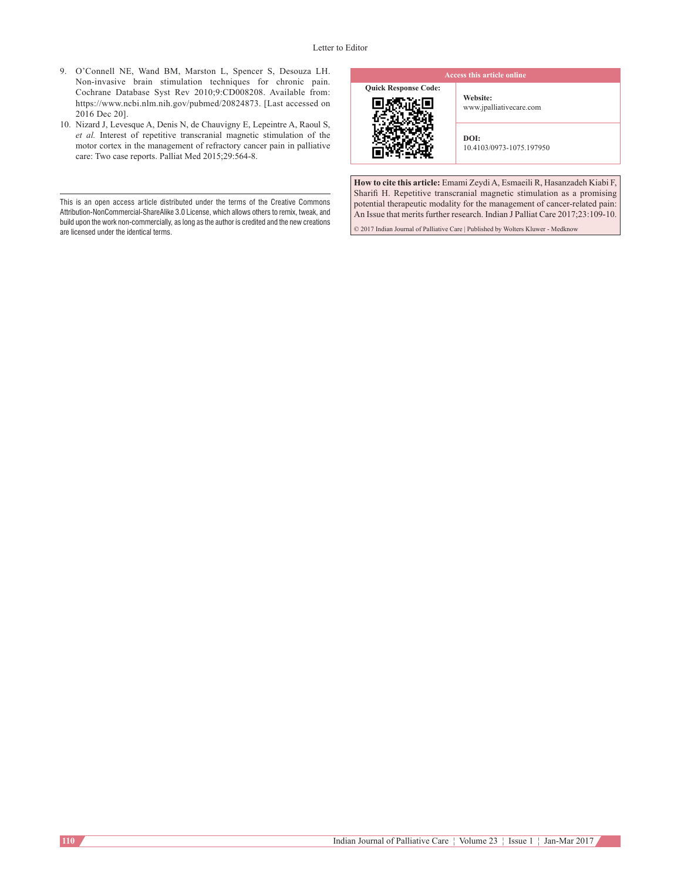9. O'Connell NE, Wand BM, Marston L, Spencer S, Desouza LH. Non-invasive brain stimulation techniques for chronic pain. Cochrane Database Syst Rev 2010;9:CD008208. Available from: https://www.ncbi.nlm.nih.gov/pubmed/20824873. [Last accessed on 2016 Dec 20].
10. Nizard J, Levesque A, Denis N, de Chauvigny E, Lepeintre A, Raoul S, *et al.* Interest of repetitive transcranial magnetic stimulation of the motor cortex in the management of refractory cancer pain in palliative care: Two case reports. Palliat Med 2015;29:564-8.

This is an open access article distributed under the terms of the Creative Commons Attribution-NonCommercial-ShareAlike 3.0 License, which allows others to remix, tweak, and build upon the work non-commercially, as long as the author is credited and the new creations are licensed under the identical terms.

| Access this article online | |
|---|---|
| Quick Response Code: | **Website:** www.jpalliativecare.com |
| | **DOI:** 10.4103/0973-1075.197950 |

**How to cite this article:** Emami Zeydi A, Esmaeili R, Hasanzadeh Kiabi F, Sharifi H. Repetitive transcranial magnetic stimulation as a promising potential therapeutic modality for the management of cancer-related pain: An Issue that merits further research. Indian J Palliat Care 2017;23:109-10.

© 2017 Indian Journal of Palliative Care | Published by Wolters Kluwer - Medknow